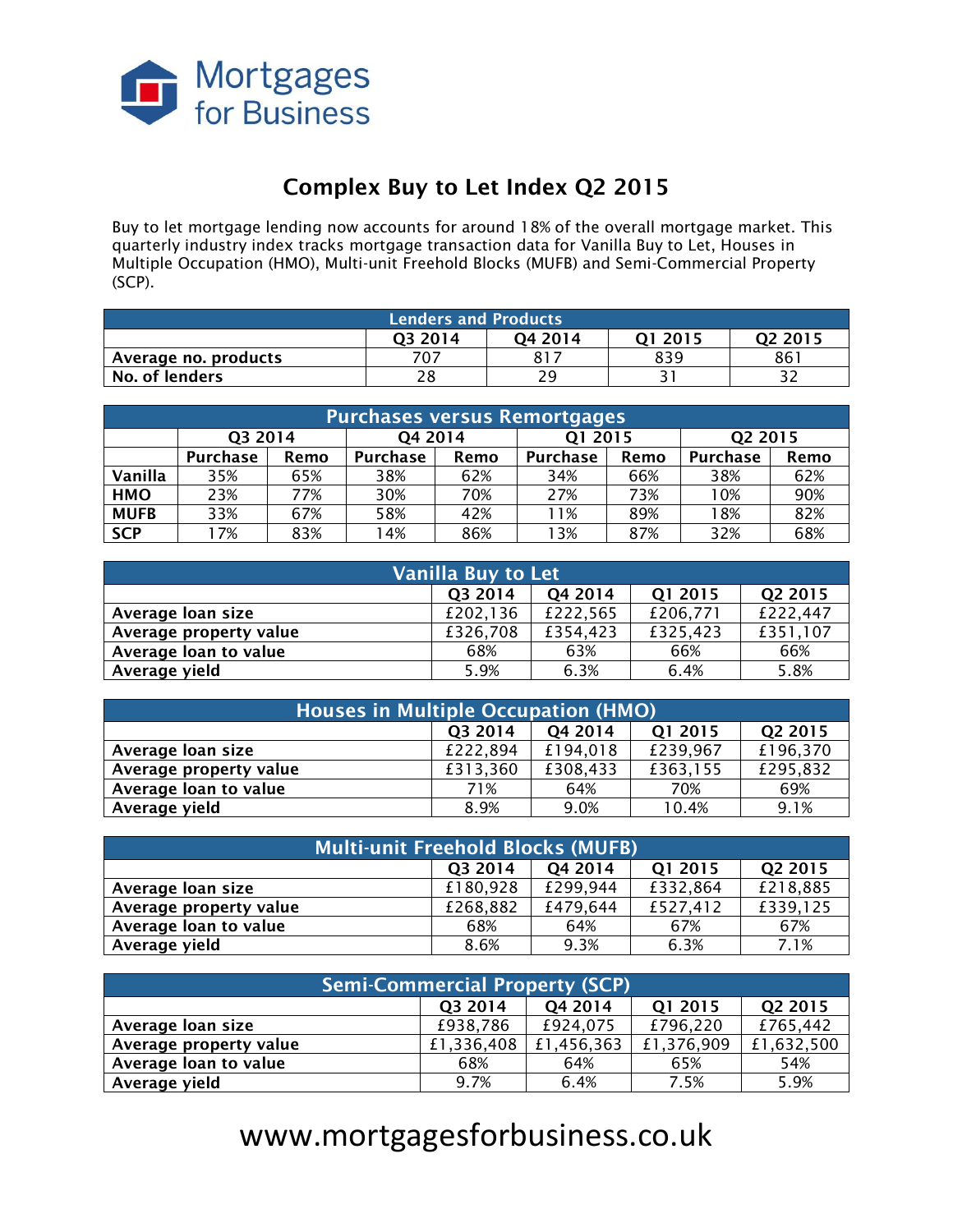Mortgages for Business

# Complex Buy to Let Index Q2 2015

Buy to let mortgage lending now accounts for around 18% of the overall mortgage market. This quarterly industry index tracks mortgage transaction data for Vanilla Buy to Let, Houses in Multiple Occupation (HMO), Multi-unit Freehold Blocks (MUFB) and Semi-Commercial Property (SCP).

| Lenders and Products | | | | |
|---|---|---|---|---|
| | Q3 2014 | Q4 2014 | Q1 2015 | Q2 2015 |
| **Average no. products** | 707 | 817 | 839 | 861 |
| **No. of lenders** | 28 | 29 | 31 | 32 |

| Purchases versus Remortgages | | | | | | | | |
|---|---|---|---|---|---|---|---|---|
| | Q3 2014 | | Q4 2014 | | Q1 2015 | | Q2 2015 | |
| | Purchase | Remo | Purchase | Remo | Purchase | Remo | Purchase | Remo |
| **Vanilla** | 35% | 65% | 38% | 62% | 34% | 66% | 38% | 62% |
| **HMO** | 23% | 77% | 30% | 70% | 27% | 73% | 10% | 90% |
| **MUFB** | 33% | 67% | 58% | 42% | 11% | 89% | 18% | 82% |
| **SCP** | 17% | 83% | 14% | 86% | 13% | 87% | 32% | 68% |

| Vanilla Buy to Let | | | | |
|---|---|---|---|---|
| | Q3 2014 | Q4 2014 | Q1 2015 | Q2 2015 |
| **Average loan size** | £202,136 | £222,565 | £206,771 | £222,447 |
| **Average property value** | £326,708 | £354,423 | £325,423 | £351,107 |
| **Average loan to value** | 68% | 63% | 66% | 66% |
| **Average yield** | 5.9% | 6.3% | 6.4% | 5.8% |

| Houses in Multiple Occupation (HMO) | | | | |
|---|---|---|---|---|
| | Q3 2014 | Q4 2014 | Q1 2015 | Q2 2015 |
| **Average loan size** | £222,894 | £194,018 | £239,967 | £196,370 |
| **Average property value** | £313,360 | £308,433 | £363,155 | £295,832 |
| **Average loan to value** | 71% | 64% | 70% | 69% |
| **Average yield** | 8.9% | 9.0% | 10.4% | 9.1% |

| Multi-unit Freehold Blocks (MUFB) | | | | |
|---|---|---|---|---|
| | Q3 2014 | Q4 2014 | Q1 2015 | Q2 2015 |
| **Average loan size** | £180,928 | £299,944 | £332,864 | £218,885 |
| **Average property value** | £268,882 | £479,644 | £527,412 | £339,125 |
| **Average loan to value** | 68% | 64% | 67% | 67% |
| **Average yield** | 8.6% | 9.3% | 6.3% | 7.1% |

| Semi-Commercial Property (SCP) | | | | |
|---|---|---|---|---|
| | Q3 2014 | Q4 2014 | Q1 2015 | Q2 2015 |
| **Average loan size** | £938,786 | £924,075 | £796,220 | £765,442 |
| **Average property value** | £1,336,408 | £1,456,363 | £1,376,909 | £1,632,500 |
| **Average loan to value** | 68% | 64% | 65% | 54% |
| **Average yield** | 9.7% | 6.4% | 7.5% | 5.9% |

www.mortgagesforbusiness.co.uk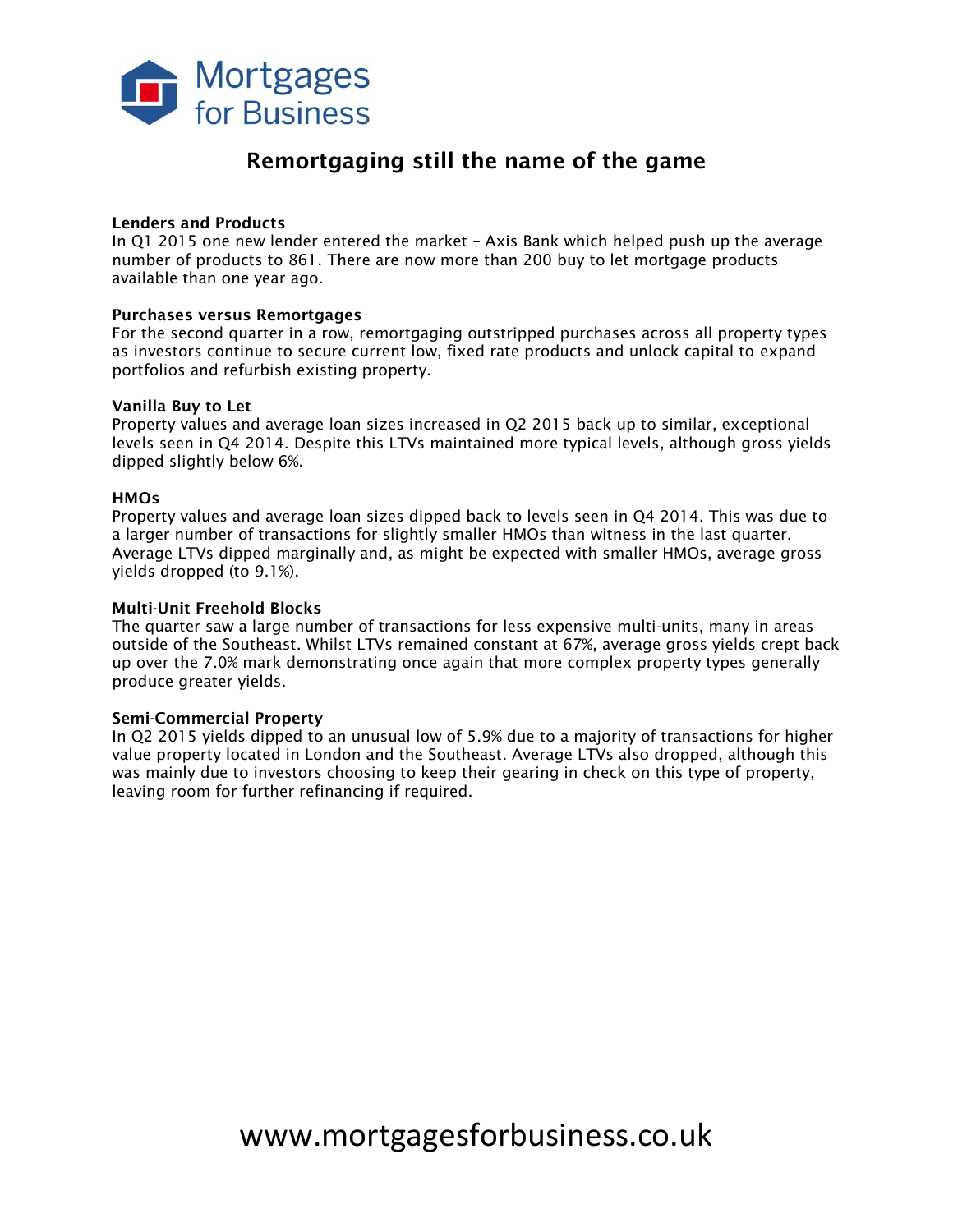# Remortgaging still the name of the game

**Lenders and Products**
In Q1 2015 one new lender entered the market – Axis Bank which helped push up the average number of products to 861. There are now more than 200 buy to let mortgage products available than one year ago.

**Purchases versus Remortgages**
For the second quarter in a row, remortgaging outstripped purchases across all property types as investors continue to secure current low, fixed rate products and unlock capital to expand portfolios and refurbish existing property.

**Vanilla Buy to Let**
Property values and average loan sizes increased in Q2 2015 back up to similar, exceptional levels seen in Q4 2014. Despite this LTVs maintained more typical levels, although gross yields dipped slightly below 6%.

**HMOs**
Property values and average loan sizes dipped back to levels seen in Q4 2014. This was due to a larger number of transactions for slightly smaller HMOs than witness in the last quarter. Average LTVs dipped marginally and, as might be expected with smaller HMOs, average gross yields dropped (to 9.1%).

**Multi-Unit Freehold Blocks**
The quarter saw a large number of transactions for less expensive multi-units, many in areas outside of the Southeast. Whilst LTVs remained constant at 67%, average gross yields crept back up over the 7.0% mark demonstrating once again that more complex property types generally produce greater yields.

**Semi-Commercial Property**
In Q2 2015 yields dipped to an unusual low of 5.9% due to a majority of transactions for higher value property located in London and the Southeast. Average LTVs also dropped, although this was mainly due to investors choosing to keep their gearing in check on this type of property, leaving room for further refinancing if required.

www.mortgagesforbusiness.co.uk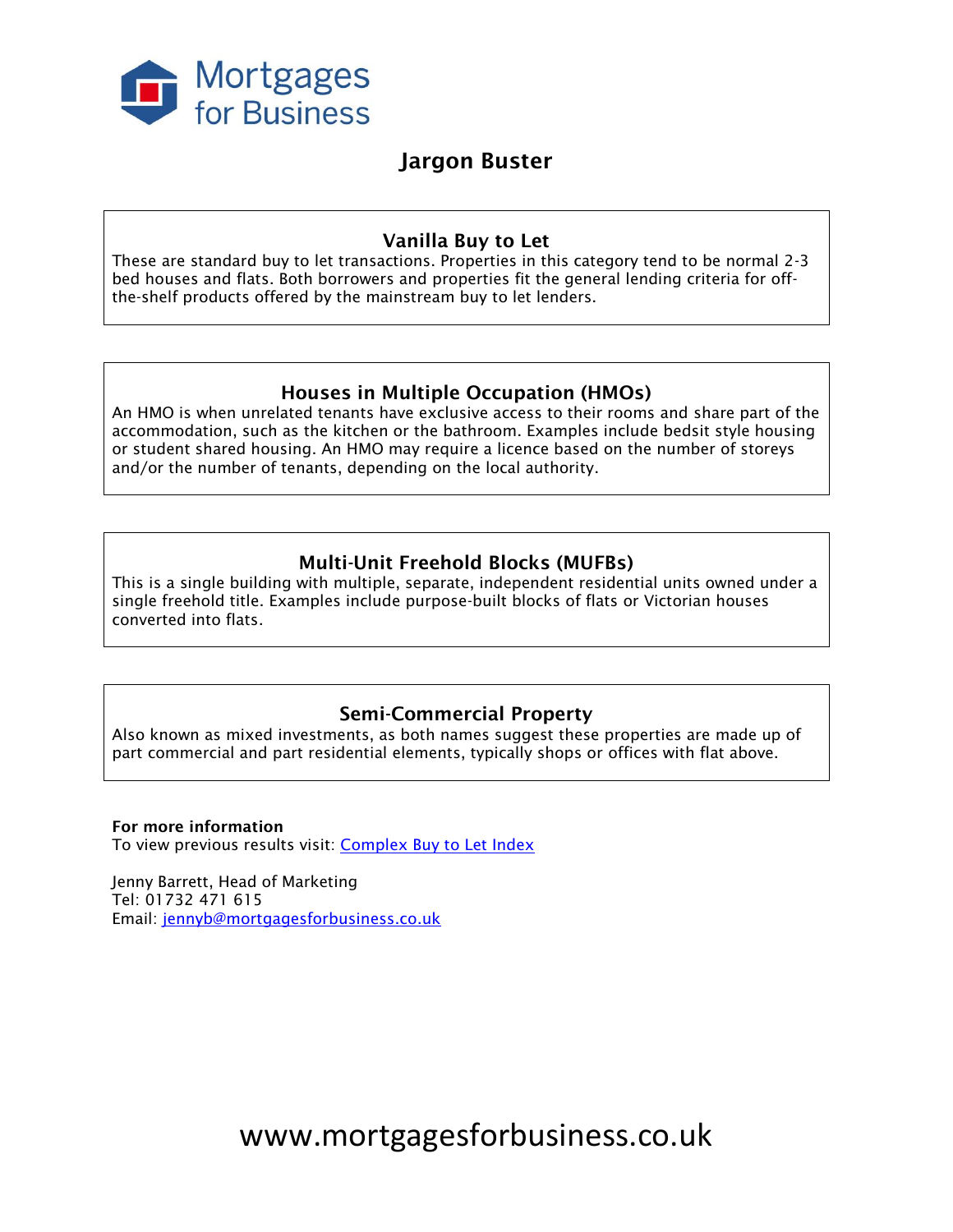Mortgages for Business

# Jargon Buster

## Vanilla Buy to Let

These are standard buy to let transactions. Properties in this category tend to be normal 2-3 bed houses and flats. Both borrowers and properties fit the general lending criteria for off-the-shelf products offered by the mainstream buy to let lenders.

## Houses in Multiple Occupation (HMOs)

An HMO is when unrelated tenants have exclusive access to their rooms and share part of the accommodation, such as the kitchen or the bathroom. Examples include bedsit style housing or student shared housing. An HMO may require a licence based on the number of storeys and/or the number of tenants, depending on the local authority.

## Multi-Unit Freehold Blocks (MUFBs)

This is a single building with multiple, separate, independent residential units owned under a single freehold title. Examples include purpose-built blocks of flats or Victorian houses converted into flats.

## Semi-Commercial Property

Also known as mixed investments, as both names suggest these properties are made up of part commercial and part residential elements, typically shops or offices with flat above.

**For more information**

To view previous results visit: Complex Buy to Let Index

Jenny Barrett, Head of Marketing
Tel: 01732 471 615
Email: jennyb@mortgagesforbusiness.co.uk

www.mortgagesforbusiness.co.uk